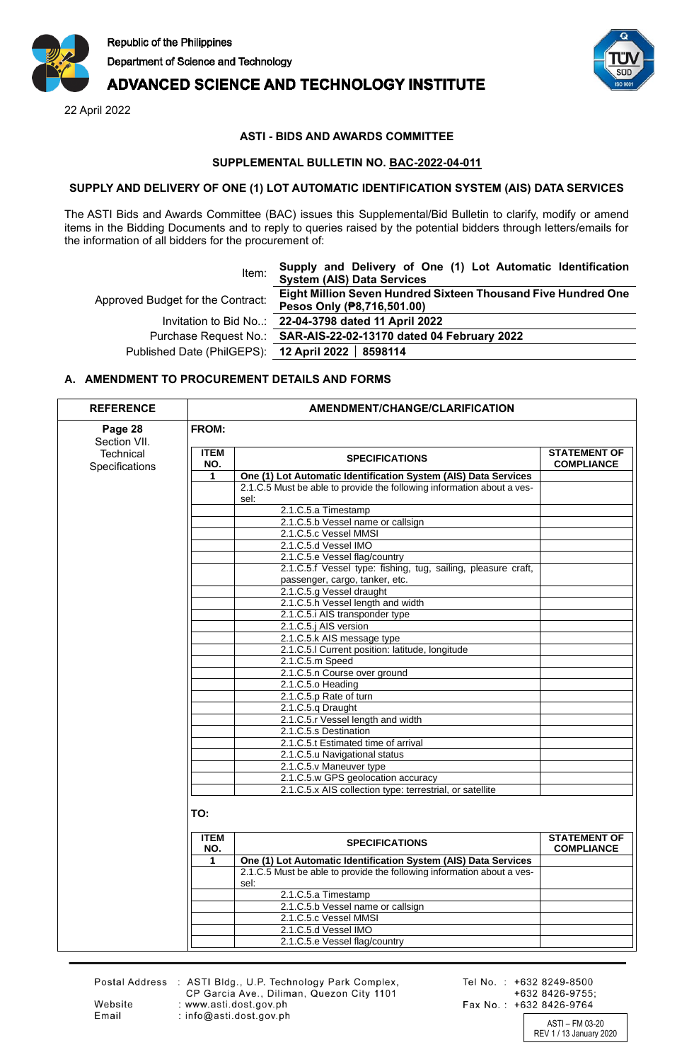Republic of the Philippines
Department of Science and Technology

# ADVANCED SCIENCE AND TECHNOLOGY INSTITUTE

22 April 2022

**ASTI - BIDS AND AWARDS COMMITTEE**

**SUPPLEMENTAL BULLETIN NO. BAC-2022-04-011**

**SUPPLY AND DELIVERY OF ONE (1) LOT AUTOMATIC IDENTIFICATION SYSTEM (AIS) DATA SERVICES**

The ASTI Bids and Awards Committee (BAC) issues this Supplemental/Bid Bulletin to clarify, modify or amend items in the Bidding Documents and to reply to queries raised by the potential bidders through letters/emails for the information of all bidders for the procurement of:

| | |
|---|---|
| Item: | **Supply and Delivery of One (1) Lot Automatic Identification System (AIS) Data Services** |
| Approved Budget for the Contract: | **Eight Million Seven Hundred Sixteen Thousand Five Hundred One Pesos Only (₱8,716,501.00)** |
| Invitation to Bid No..: | **22-04-3798 dated 11 April 2022** |
| Purchase Request No.: | **SAR-AIS-22-02-13170 dated 04 February 2022** |
| Published Date (PhilGEPS): | **12 April 2022 │ 8598114** |

## A. AMENDMENT TO PROCUREMENT DETAILS AND FORMS

| REFERENCE | AMENDMENT/CHANGE/CLARIFICATION |
|---|---|
| **Page 28** Section VII. Technical Specifications | **FROM:** |

| ITEM NO. | SPECIFICATIONS | STATEMENT OF COMPLIANCE |
|---|---|---|
| 1 | **One (1) Lot Automatic Identification System (AIS) Data Services** | |
| | 2.1.C.5 Must be able to provide the following information about a vessel: | |
| | 2.1.C.5.a Timestamp | |
| | 2.1.C.5.b Vessel name or callsign | |
| | 2.1.C.5.c Vessel MMSI | |
| | 2.1.C.5.d Vessel IMO | |
| | 2.1.C.5.e Vessel flag/country | |
| | 2.1.C.5.f Vessel type: fishing, tug, sailing, pleasure craft, passenger, cargo, tanker, etc. | |
| | 2.1.C.5.g Vessel draught | |
| | 2.1.C.5.h Vessel length and width | |
| | 2.1.C.5.i AIS transponder type | |
| | 2.1.C.5.j AIS version | |
| | 2.1.C.5.k AIS message type | |
| | 2.1.C.5.l Current position: latitude, longitude | |
| | 2.1.C.5.m Speed | |
| | 2.1.C.5.n Course over ground | |
| | 2.1.C.5.o Heading | |
| | 2.1.C.5.p Rate of turn | |
| | 2.1.C.5.q Draught | |
| | 2.1.C.5.r Vessel length and width | |
| | 2.1.C.5.s Destination | |
| | 2.1.C.5.t Estimated time of arrival | |
| | 2.1.C.5.u Navigational status | |
| | 2.1.C.5.v Maneuver type | |
| | 2.1.C.5.w GPS geolocation accuracy | |
| | 2.1.C.5.x AIS collection type: terrestrial, or satellite | |

**TO:**

| ITEM NO. | SPECIFICATIONS | STATEMENT OF COMPLIANCE |
|---|---|---|
| 1 | **One (1) Lot Automatic Identification System (AIS) Data Services** | |
| | 2.1.C.5 Must be able to provide the following information about a vessel: | |
| | 2.1.C.5.a Timestamp | |
| | 2.1.C.5.b Vessel name or callsign | |
| | 2.1.C.5.c Vessel MMSI | |
| | 2.1.C.5.d Vessel IMO | |
| | 2.1.C.5.e Vessel flag/country | |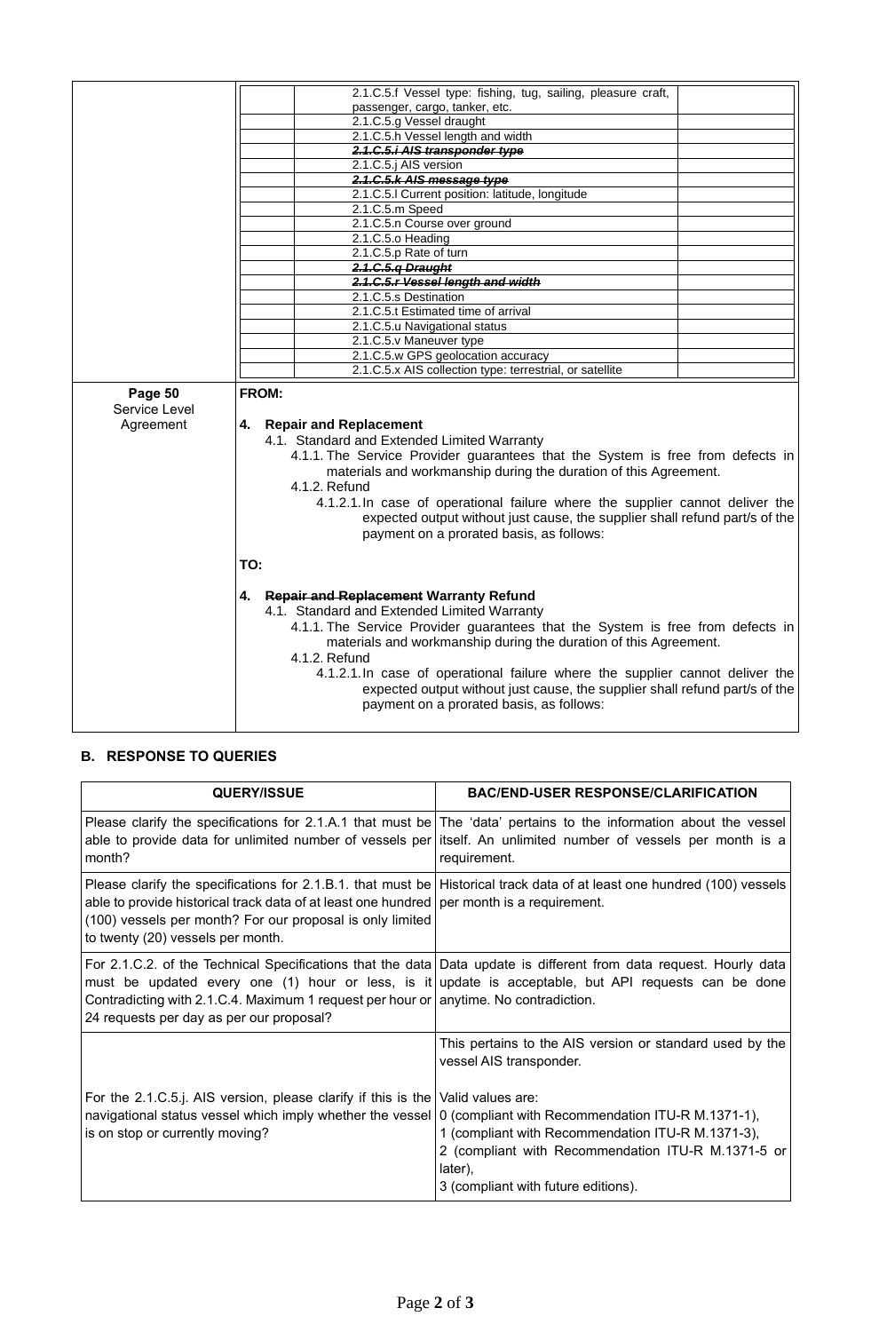| | | | |
|---|---|---|---|
| | | 2.1.C.5.f Vessel type: fishing, tug, sailing, pleasure craft, passenger, cargo, tanker, etc. | |
| | | 2.1.C.5.g Vessel draught | |
| | | 2.1.C.5.h Vessel length and width | |
| | | ~~***2.1.C.5.i AIS transponder type***~~ | |
| | | 2.1.C.5.j AIS version | |
| | | ~~***2.1.C.5.k AIS message type***~~ | |
| | | 2.1.C.5.l Current position: latitude, longitude | |
| | | 2.1.C.5.m Speed | |
| | | 2.1.C.5.n Course over ground | |
| | | 2.1.C.5.o Heading | |
| | | 2.1.C.5.p Rate of turn | |
| | | ~~***2.1.C.5.q Draught***~~ | |
| | | ~~***2.1.C.5.r Vessel length and width***~~ | |
| | | 2.1.C.5.s Destination | |
| | | 2.1.C.5.t Estimated time of arrival | |
| | | 2.1.C.5.u Navigational status | |
| | | 2.1.C.5.v Maneuver type | |
| | | 2.1.C.5.w GPS geolocation accuracy | |
| | | 2.1.C.5.x AIS collection type: terrestrial, or satellite | |
| **Page 50** Service Level Agreement | **FROM:**<br><br>**4. Repair and Replacement**<br>4.1. Standard and Extended Limited Warranty<br>4.1.1. The Service Provider guarantees that the System is free from defects in materials and workmanship during the duration of this Agreement.<br>4.1.2. Refund<br>4.1.2.1. In case of operational failure where the supplier cannot deliver the expected output without just cause, the supplier shall refund part/s of the payment on a prorated basis, as follows:<br><br>**TO:**<br><br>**4. ~~Repair and Replacement~~ Warranty Refund**<br>4.1. Standard and Extended Limited Warranty<br>4.1.1. The Service Provider guarantees that the System is free from defects in materials and workmanship during the duration of this Agreement.<br>4.1.2. Refund<br>4.1.2.1. In case of operational failure where the supplier cannot deliver the expected output without just cause, the supplier shall refund part/s of the payment on a prorated basis, as follows: | | | |

## B. RESPONSE TO QUERIES

| QUERY/ISSUE | BAC/END-USER RESPONSE/CLARIFICATION |
|---|---|
| Please clarify the specifications for 2.1.A.1 that must be able to provide data for unlimited number of vessels per month? | The 'data' pertains to the information about the vessel itself. An unlimited number of vessels per month is a requirement. |
| Please clarify the specifications for 2.1.B.1. that must be able to provide historical track data of at least one hundred (100) vessels per month? For our proposal is only limited to twenty (20) vessels per month. | Historical track data of at least one hundred (100) vessels per month is a requirement. |
| For 2.1.C.2. of the Technical Specifications that the data must be updated every one (1) hour or less, is it Contradicting with 2.1.C.4. Maximum 1 request per hour or 24 requests per day as per our proposal? | Data update is different from data request. Hourly data update is acceptable, but API requests can be done anytime. No contradiction. |
| For the 2.1.C.5.j. AIS version, please clarify if this is the navigational status vessel which imply whether the vessel is on stop or currently moving? | This pertains to the AIS version or standard used by the vessel AIS transponder.<br><br>Valid values are:<br>0 (compliant with Recommendation ITU-R M.1371-1),<br>1 (compliant with Recommendation ITU-R M.1371-3),<br>2 (compliant with Recommendation ITU-R M.1371-5 or later),<br>3 (compliant with future editions). |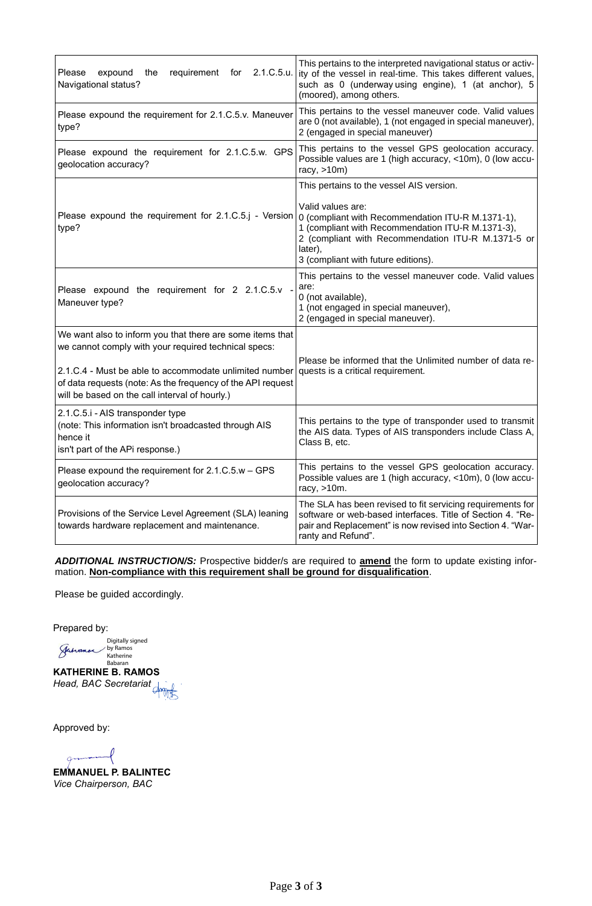| | |
|---|---|
| Please expound the requirement for 2.1.C.5.u. Navigational status? | This pertains to the interpreted navigational status or activity of the vessel in real-time. This takes different values, such as 0 (underway using engine), 1 (at anchor), 5 (moored), among others. |
| Please expound the requirement for 2.1.C.5.v. Maneuver type? | This pertains to the vessel maneuver code. Valid values are 0 (not available), 1 (not engaged in special maneuver), 2 (engaged in special maneuver) |
| Please expound the requirement for 2.1.C.5.w. GPS geolocation accuracy? | This pertains to the vessel GPS geolocation accuracy. Possible values are 1 (high accuracy, <10m), 0 (low accuracy, >10m) |
| Please expound the requirement for 2.1.C.5.j - Version type? | This pertains to the vessel AIS version.<br><br>Valid values are:<br>0 (compliant with Recommendation ITU-R M.1371-1),<br>1 (compliant with Recommendation ITU-R M.1371-3),<br>2 (compliant with Recommendation ITU-R M.1371-5 or later),<br>3 (compliant with future editions). |
| Please expound the requirement for 2 2.1.C.5.v - Maneuver type? | This pertains to the vessel maneuver code. Valid values are:<br>0 (not available),<br>1 (not engaged in special maneuver),<br>2 (engaged in special maneuver). |
| We want also to inform you that there are some items that we cannot comply with your required technical specs:<br><br>2.1.C.4 - Must be able to accommodate unlimited number of data requests (note: As the frequency of the API request will be based on the call interval of hourly.) | Please be informed that the Unlimited number of data requests is a critical requirement. |
| 2.1.C.5.i - AIS transponder type<br>(note: This information isn't broadcasted through AIS hence it<br>isn't part of the APi response.) | This pertains to the type of transponder used to transmit the AIS data. Types of AIS transponders include Class A, Class B, etc. |
| Please expound the requirement for 2.1.C.5.w – GPS geolocation accuracy? | This pertains to the vessel GPS geolocation accuracy. Possible values are 1 (high accuracy, <10m), 0 (low accuracy, >10m. |
| Provisions of the Service Level Agreement (SLA) leaning towards hardware replacement and maintenance. | The SLA has been revised to fit servicing requirements for software or web-based interfaces. Title of Section 4. "Repair and Replacement" is now revised into Section 4. "Warranty and Refund". |

***ADDITIONAL INSTRUCTION/S:*** Prospective bidder/s are required to **amend** the form to update existing information. **Non-compliance with this requirement shall be ground for disqualification**.

Please be guided accordingly.

Prepared by:

Digitally signed by Ramos Katherine Babaran

**KATHERINE B. RAMOS**
*Head, BAC Secretariat*

Approved by:

**EMMANUEL P. BALINTEC**
*Vice Chairperson, BAC*